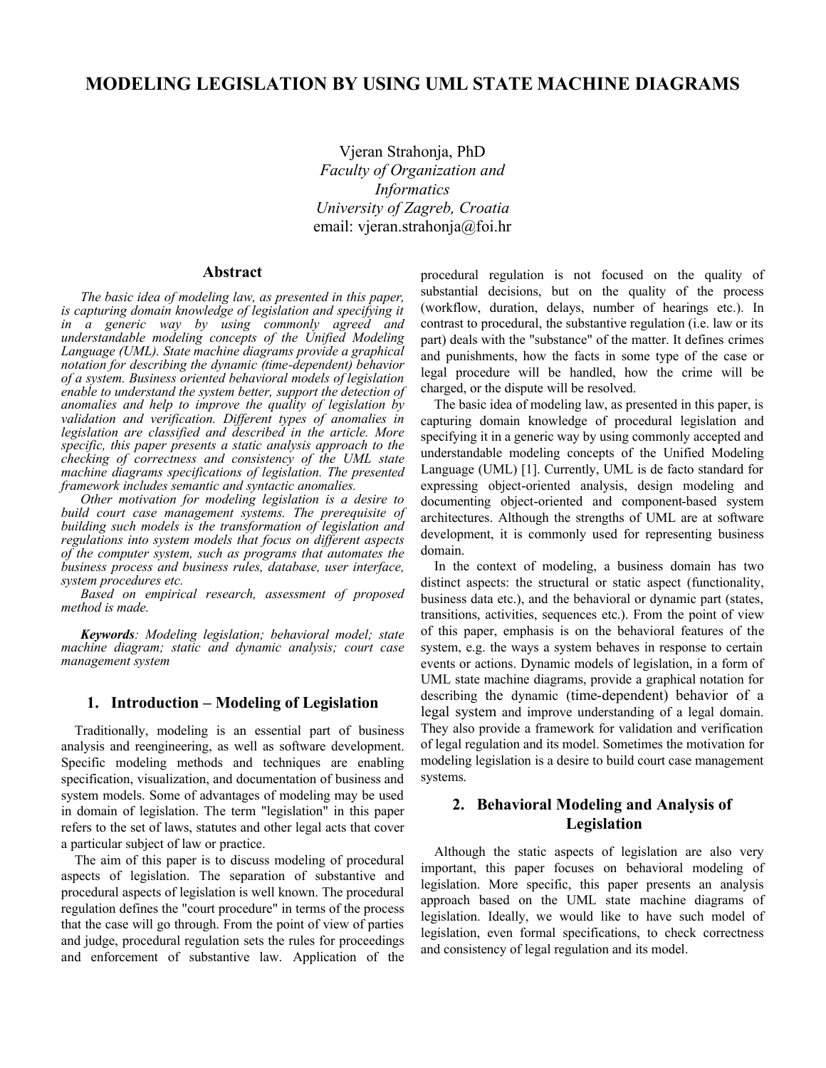# MODELING LEGISLATION BY USING UML STATE MACHINE DIAGRAMS

Vjeran Strahonja, PhD
*Faculty of Organization and Informatics*
*University of Zagreb, Croatia*
email: vjeran.strahonja@foi.hr

## Abstract

*The basic idea of modeling law, as presented in this paper, is capturing domain knowledge of legislation and specifying it in a generic way by using commonly agreed and understandable modeling concepts of the Unified Modeling Language (UML). State machine diagrams provide a graphical notation for describing the dynamic (time-dependent) behavior of a system. Business oriented behavioral models of legislation enable to understand the system better, support the detection of anomalies and help to improve the quality of legislation by validation and verification. Different types of anomalies in legislation are classified and described in the article. More specific, this paper presents a static analysis approach to the checking of correctness and consistency of the UML state machine diagrams specifications of legislation. The presented framework includes semantic and syntactic anomalies.*

*Other motivation for modeling legislation is a desire to build court case management systems. The prerequisite of building such models is the transformation of legislation and regulations into system models that focus on different aspects of the computer system, such as programs that automates the business process and business rules, database, user interface, system procedures etc.*

*Based on empirical research, assessment of proposed method is made.*

***Keywords****: Modeling legislation; behavioral model; state machine diagram; static and dynamic analysis; court case management system*

## 1. Introduction – Modeling of Legislation

Traditionally, modeling is an essential part of business analysis and reengineering, as well as software development. Specific modeling methods and techniques are enabling specification, visualization, and documentation of business and system models. Some of advantages of modeling may be used in domain of legislation. The term "legislation" in this paper refers to the set of laws, statutes and other legal acts that cover a particular subject of law or practice.

The aim of this paper is to discuss modeling of procedural aspects of legislation. The separation of substantive and procedural aspects of legislation is well known. The procedural regulation defines the "court procedure" in terms of the process that the case will go through. From the point of view of parties and judge, procedural regulation sets the rules for proceedings and enforcement of substantive law. Application of the procedural regulation is not focused on the quality of substantial decisions, but on the quality of the process (workflow, duration, delays, number of hearings etc.). In contrast to procedural, the substantive regulation (i.e. law or its part) deals with the "substance" of the matter. It defines crimes and punishments, how the facts in some type of the case or legal procedure will be handled, how the crime will be charged, or the dispute will be resolved.

The basic idea of modeling law, as presented in this paper, is capturing domain knowledge of procedural legislation and specifying it in a generic way by using commonly accepted and understandable modeling concepts of the Unified Modeling Language (UML) [1]. Currently, UML is de facto standard for expressing object-oriented analysis, design modeling and documenting object-oriented and component-based system architectures. Although the strengths of UML are at software development, it is commonly used for representing business domain.

In the context of modeling, a business domain has two distinct aspects: the structural or static aspect (functionality, business data etc.), and the behavioral or dynamic part (states, transitions, activities, sequences etc.). From the point of view of this paper, emphasis is on the behavioral features of the system, e.g. the ways a system behaves in response to certain events or actions. Dynamic models of legislation, in a form of UML state machine diagrams, provide a graphical notation for describing the dynamic (time-dependent) behavior of a legal system and improve understanding of a legal domain. They also provide a framework for validation and verification of legal regulation and its model. Sometimes the motivation for modeling legislation is a desire to build court case management systems.

## 2. Behavioral Modeling and Analysis of Legislation

Although the static aspects of legislation are also very important, this paper focuses on behavioral modeling of legislation. More specific, this paper presents an analysis approach based on the UML state machine diagrams of legislation. Ideally, we would like to have such model of legislation, even formal specifications, to check correctness and consistency of legal regulation and its model.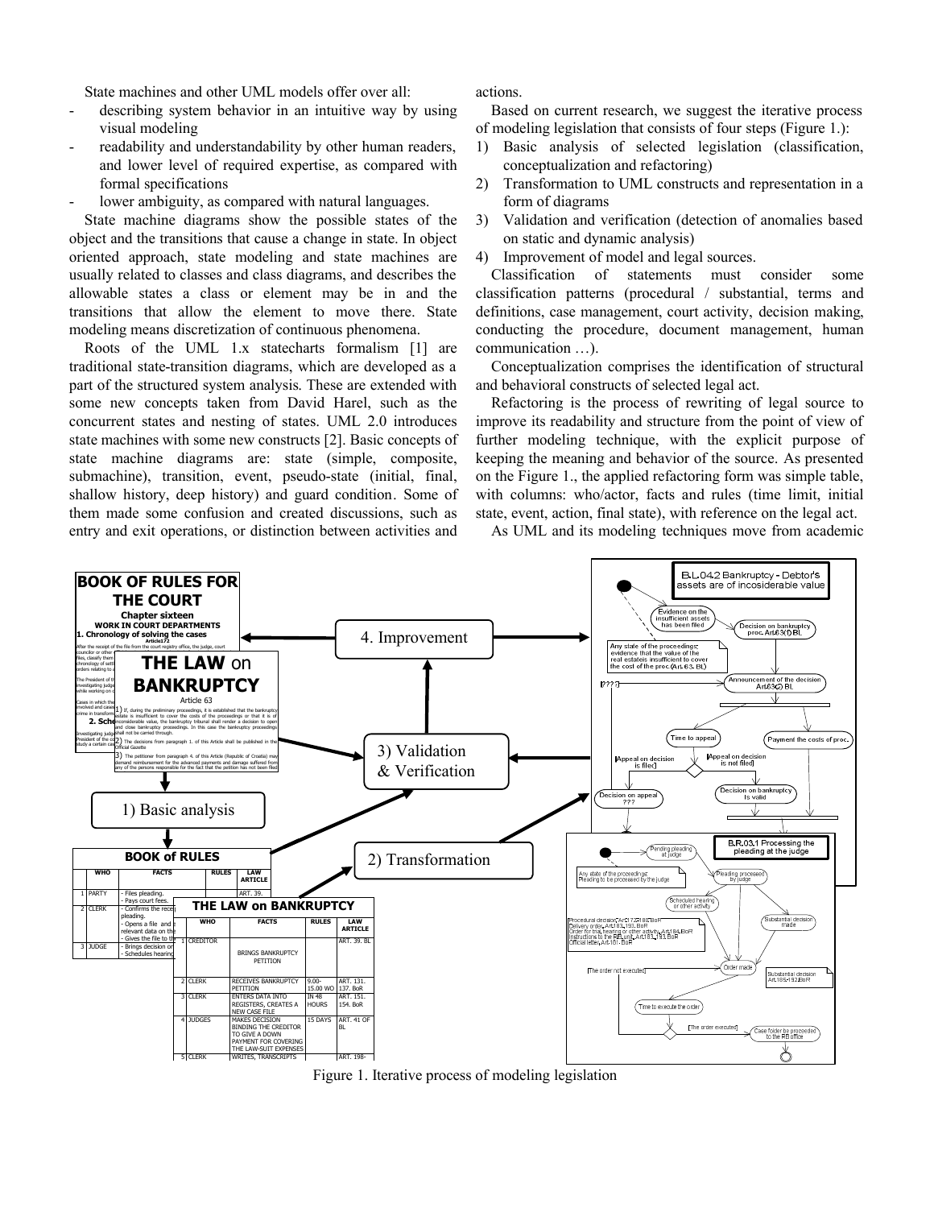State machines and other UML models offer over all:

- describing system behavior in an intuitive way by using visual modeling
- readability and understandability by other human readers, and lower level of required expertise, as compared with formal specifications
- lower ambiguity, as compared with natural languages.

State machine diagrams show the possible states of the object and the transitions that cause a change in state. In object oriented approach, state modeling and state machines are usually related to classes and class diagrams, and describes the allowable states a class or element may be in and the transitions that allow the element to move there. State modeling means discretization of continuous phenomena.

Roots of the UML 1.x statecharts formalism [1] are traditional state-transition diagrams, which are developed as a part of the structured system analysis. These are extended with some new concepts taken from David Harel, such as the concurrent states and nesting of states. UML 2.0 introduces state machines with some new constructs [2]. Basic concepts of state machine diagrams are: state (simple, composite, submachine), transition, event, pseudo-state (initial, final, shallow history, deep history) and guard condition. Some of them made some confusion and created discussions, such as entry and exit operations, or distinction between activities and actions.

Based on current research, we suggest the iterative process of modeling legislation that consists of four steps (Figure 1.):

1) Basic analysis of selected legislation (classification, conceptualization and refactoring)
2) Transformation to UML constructs and representation in a form of diagrams
3) Validation and verification (detection of anomalies based on static and dynamic analysis)
4) Improvement of model and legal sources.

Classification of statements must consider some classification patterns (procedural / substantial, terms and definitions, case management, court activity, decision making, conducting the procedure, document management, human communication …).

Conceptualization comprises the identification of structural and behavioral constructs of selected legal act.

Refactoring is the process of rewriting of legal source to improve its readability and structure from the point of view of further modeling technique, with the explicit purpose of keeping the meaning and behavior of the source. As presented on the Figure 1., the applied refactoring form was simple table, with columns: who/actor, facts and rules (time limit, initial state, event, action, final state), with reference on the legal act.

As UML and its modeling techniques move from academic

Figure 1. Iterative process of modeling legislation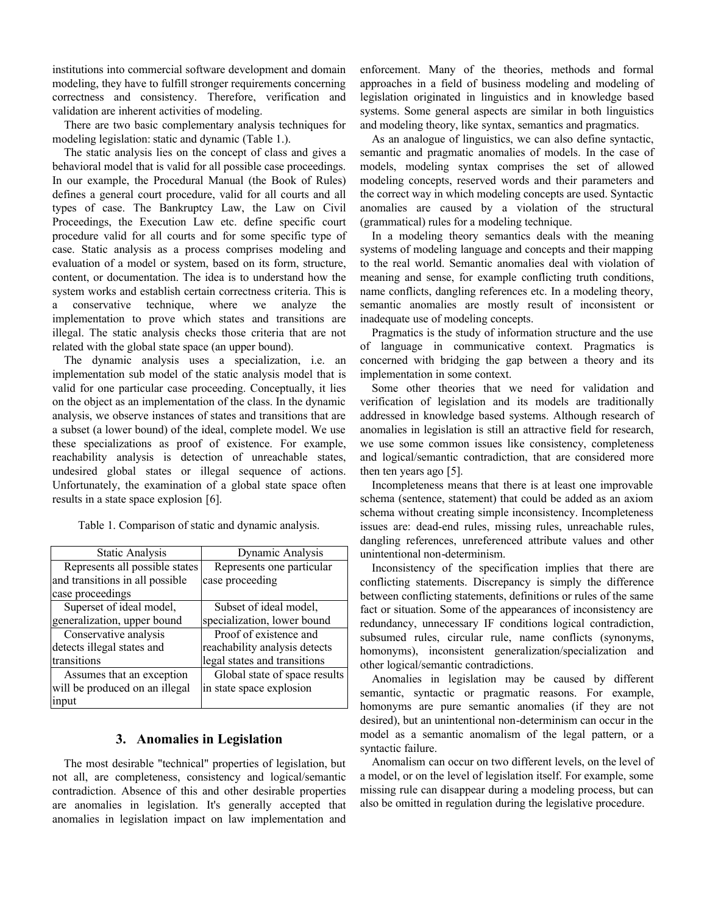institutions into commercial software development and domain modeling, they have to fulfill stronger requirements concerning correctness and consistency. Therefore, verification and validation are inherent activities of modeling.

There are two basic complementary analysis techniques for modeling legislation: static and dynamic (Table 1.).

The static analysis lies on the concept of class and gives a behavioral model that is valid for all possible case proceedings. In our example, the Procedural Manual (the Book of Rules) defines a general court procedure, valid for all courts and all types of case. The Bankruptcy Law, the Law on Civil Proceedings, the Execution Law etc. define specific court procedure valid for all courts and for some specific type of case. Static analysis as a process comprises modeling and evaluation of a model or system, based on its form, structure, content, or documentation. The idea is to understand how the system works and establish certain correctness criteria. This is a conservative technique, where we analyze the implementation to prove which states and transitions are illegal. The static analysis checks those criteria that are not related with the global state space (an upper bound).

The dynamic analysis uses a specialization, i.e. an implementation sub model of the static analysis model that is valid for one particular case proceeding. Conceptually, it lies on the object as an implementation of the class. In the dynamic analysis, we observe instances of states and transitions that are a subset (a lower bound) of the ideal, complete model. We use these specializations as proof of existence. For example, reachability analysis is detection of unreachable states, undesired global states or illegal sequence of actions. Unfortunately, the examination of a global state space often results in a state space explosion [6].

Table 1. Comparison of static and dynamic analysis.

| Static Analysis | Dynamic Analysis |
|---|---|
| Represents all possible states and transitions in all possible case proceedings | Represents one particular case proceeding |
| Superset of ideal model, generalization, upper bound | Subset of ideal model, specialization, lower bound |
| Conservative analysis detects illegal states and transitions | Proof of existence and reachability analysis detects legal states and transitions |
| Assumes that an exception will be produced on an illegal input | Global state of space results in state space explosion |

## 3. Anomalies in Legislation

The most desirable "technical" properties of legislation, but not all, are completeness, consistency and logical/semantic contradiction. Absence of this and other desirable properties are anomalies in legislation. It's generally accepted that anomalies in legislation impact on law implementation and enforcement. Many of the theories, methods and formal approaches in a field of business modeling and modeling of legislation originated in linguistics and in knowledge based systems. Some general aspects are similar in both linguistics and modeling theory, like syntax, semantics and pragmatics.

As an analogue of linguistics, we can also define syntactic, semantic and pragmatic anomalies of models. In the case of models, modeling syntax comprises the set of allowed modeling concepts, reserved words and their parameters and the correct way in which modeling concepts are used. Syntactic anomalies are caused by a violation of the structural (grammatical) rules for a modeling technique.

In a modeling theory semantics deals with the meaning systems of modeling language and concepts and their mapping to the real world. Semantic anomalies deal with violation of meaning and sense, for example conflicting truth conditions, name conflicts, dangling references etc. In a modeling theory, semantic anomalies are mostly result of inconsistent or inadequate use of modeling concepts.

Pragmatics is the study of information structure and the use of language in communicative context. Pragmatics is concerned with bridging the gap between a theory and its implementation in some context.

Some other theories that we need for validation and verification of legislation and its models are traditionally addressed in knowledge based systems. Although research of anomalies in legislation is still an attractive field for research, we use some common issues like consistency, completeness and logical/semantic contradiction, that are considered more then ten years ago [5].

Incompleteness means that there is at least one improvable schema (sentence, statement) that could be added as an axiom schema without creating simple inconsistency. Incompleteness issues are: dead-end rules, missing rules, unreachable rules, dangling references, unreferenced attribute values and other unintentional non-determinism.

Inconsistency of the specification implies that there are conflicting statements. Discrepancy is simply the difference between conflicting statements, definitions or rules of the same fact or situation. Some of the appearances of inconsistency are redundancy, unnecessary IF conditions logical contradiction, subsumed rules, circular rule, name conflicts (synonyms, homonyms), inconsistent generalization/specialization and other logical/semantic contradictions.

Anomalies in legislation may be caused by different semantic, syntactic or pragmatic reasons. For example, homonyms are pure semantic anomalies (if they are not desired), but an unintentional non-determinism can occur in the model as a semantic anomalism of the legal pattern, or a syntactic failure.

Anomalism can occur on two different levels, on the level of a model, or on the level of legislation itself. For example, some missing rule can disappear during a modeling process, but can also be omitted in regulation during the legislative procedure.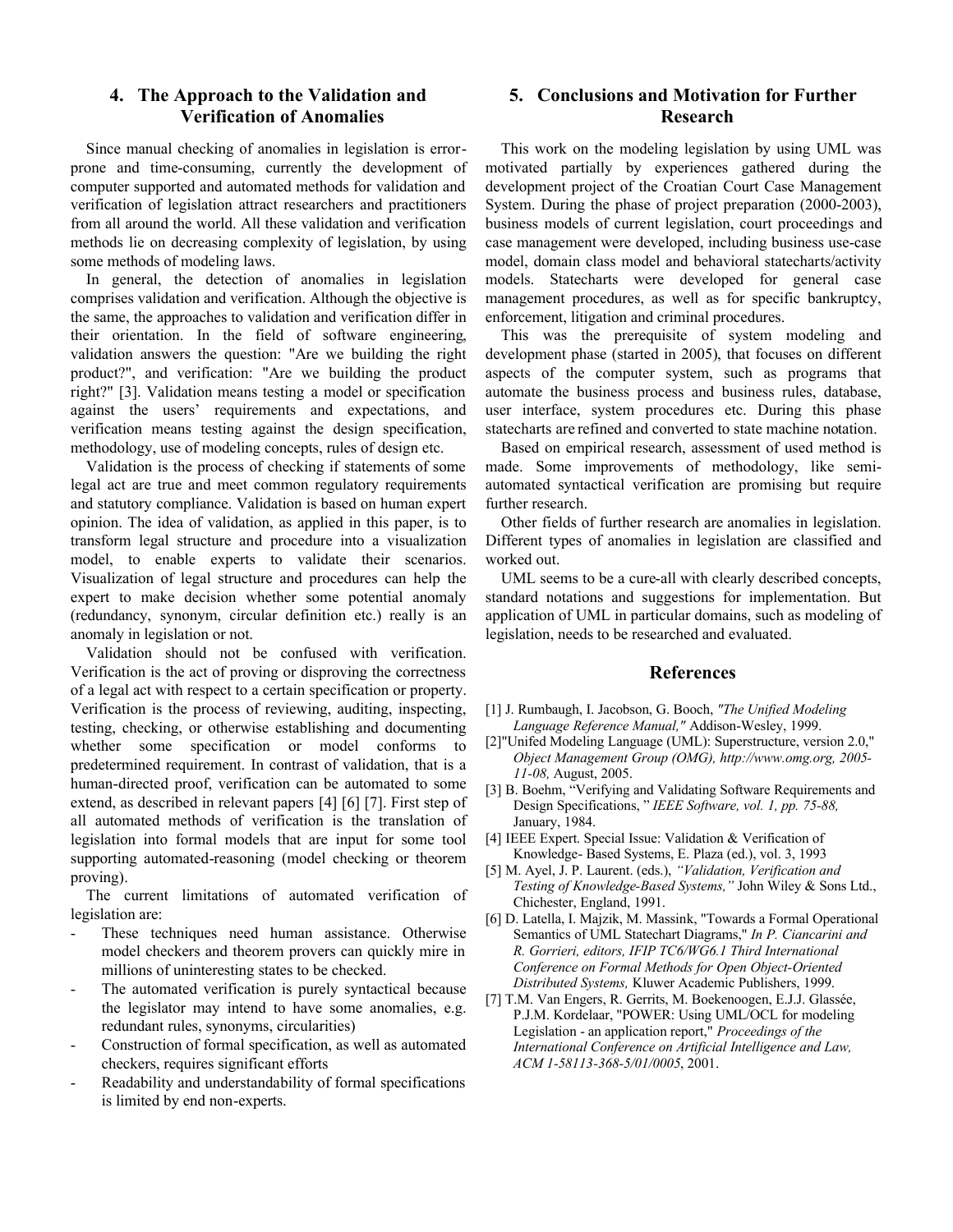## 4. The Approach to the Validation and Verification of Anomalies

Since manual checking of anomalies in legislation is error-prone and time-consuming, currently the development of computer supported and automated methods for validation and verification of legislation attract researchers and practitioners from all around the world. All these validation and verification methods lie on decreasing complexity of legislation, by using some methods of modeling laws.

In general, the detection of anomalies in legislation comprises validation and verification. Although the objective is the same, the approaches to validation and verification differ in their orientation. In the field of software engineering, validation answers the question: "Are we building the right product?", and verification: "Are we building the product right?" [3]. Validation means testing a model or specification against the users' requirements and expectations, and verification means testing against the design specification, methodology, use of modeling concepts, rules of design etc.

Validation is the process of checking if statements of some legal act are true and meet common regulatory requirements and statutory compliance. Validation is based on human expert opinion. The idea of validation, as applied in this paper, is to transform legal structure and procedure into a visualization model, to enable experts to validate their scenarios. Visualization of legal structure and procedures can help the expert to make decision whether some potential anomaly (redundancy, synonym, circular definition etc.) really is an anomaly in legislation or not.

Validation should not be confused with verification. Verification is the act of proving or disproving the correctness of a legal act with respect to a certain specification or property. Verification is the process of reviewing, auditing, inspecting, testing, checking, or otherwise establishing and documenting whether some specification or model conforms to predetermined requirement. In contrast of validation, that is a human-directed proof, verification can be automated to some extend, as described in relevant papers [4] [6] [7]. First step of all automated methods of verification is the translation of legislation into formal models that are input for some tool supporting automated-reasoning (model checking or theorem proving).

The current limitations of automated verification of legislation are:

- These techniques need human assistance. Otherwise model checkers and theorem provers can quickly mire in millions of uninteresting states to be checked.
- The automated verification is purely syntactical because the legislator may intend to have some anomalies, e.g. redundant rules, synonyms, circularities)
- Construction of formal specification, as well as automated checkers, requires significant efforts
- Readability and understandability of formal specifications is limited by end non-experts.

## 5. Conclusions and Motivation for Further Research

This work on the modeling legislation by using UML was motivated partially by experiences gathered during the development project of the Croatian Court Case Management System. During the phase of project preparation (2000-2003), business models of current legislation, court proceedings and case management were developed, including business use-case model, domain class model and behavioral statecharts/activity models. Statecharts were developed for general case management procedures, as well as for specific bankruptcy, enforcement, litigation and criminal procedures.

This was the prerequisite of system modeling and development phase (started in 2005), that focuses on different aspects of the computer system, such as programs that automate the business process and business rules, database, user interface, system procedures etc. During this phase statecharts are refined and converted to state machine notation.

Based on empirical research, assessment of used method is made. Some improvements of methodology, like semi-automated syntactical verification are promising but require further research.

Other fields of further research are anomalies in legislation. Different types of anomalies in legislation are classified and worked out.

UML seems to be a cure-all with clearly described concepts, standard notations and suggestions for implementation. But application of UML in particular domains, such as modeling of legislation, needs to be researched and evaluated.

## References

[1] J. Rumbaugh, I. Jacobson, G. Booch, *"The Unified Modeling Language Reference Manual,"* Addison-Wesley, 1999.

[2] "Unifed Modeling Language (UML): Superstructure, version 2.0," *Object Management Group (OMG), http://www.omg.org, 2005-11-08,* August, 2005.

[3] B. Boehm, "Verifying and Validating Software Requirements and Design Specifications, " *IEEE Software, vol. 1, pp. 75-88,* January, 1984.

[4] IEEE Expert. Special Issue: Validation & Verification of Knowledge- Based Systems, E. Plaza (ed.), vol. 3, 1993

[5] M. Ayel, J. P. Laurent. (eds.), *"Validation, Verification and Testing of Knowledge-Based Systems,"* John Wiley & Sons Ltd., Chichester, England, 1991.

[6] D. Latella, I. Majzik, M. Massink, "Towards a Formal Operational Semantics of UML Statechart Diagrams," *In P. Ciancarini and R. Gorrieri, editors, IFIP TC6/WG6.1 Third International Conference on Formal Methods for Open Object-Oriented Distributed Systems,* Kluwer Academic Publishers, 1999.

[7] T.M. Van Engers, R. Gerrits, M. Boekenoogen, E.J.J. Glassée, P.J.M. Kordelaar, "POWER: Using UML/OCL for modeling Legislation - an application report," *Proceedings of the International Conference on Artificial Intelligence and Law, ACM 1-58113-368-5/01/0005*, 2001.